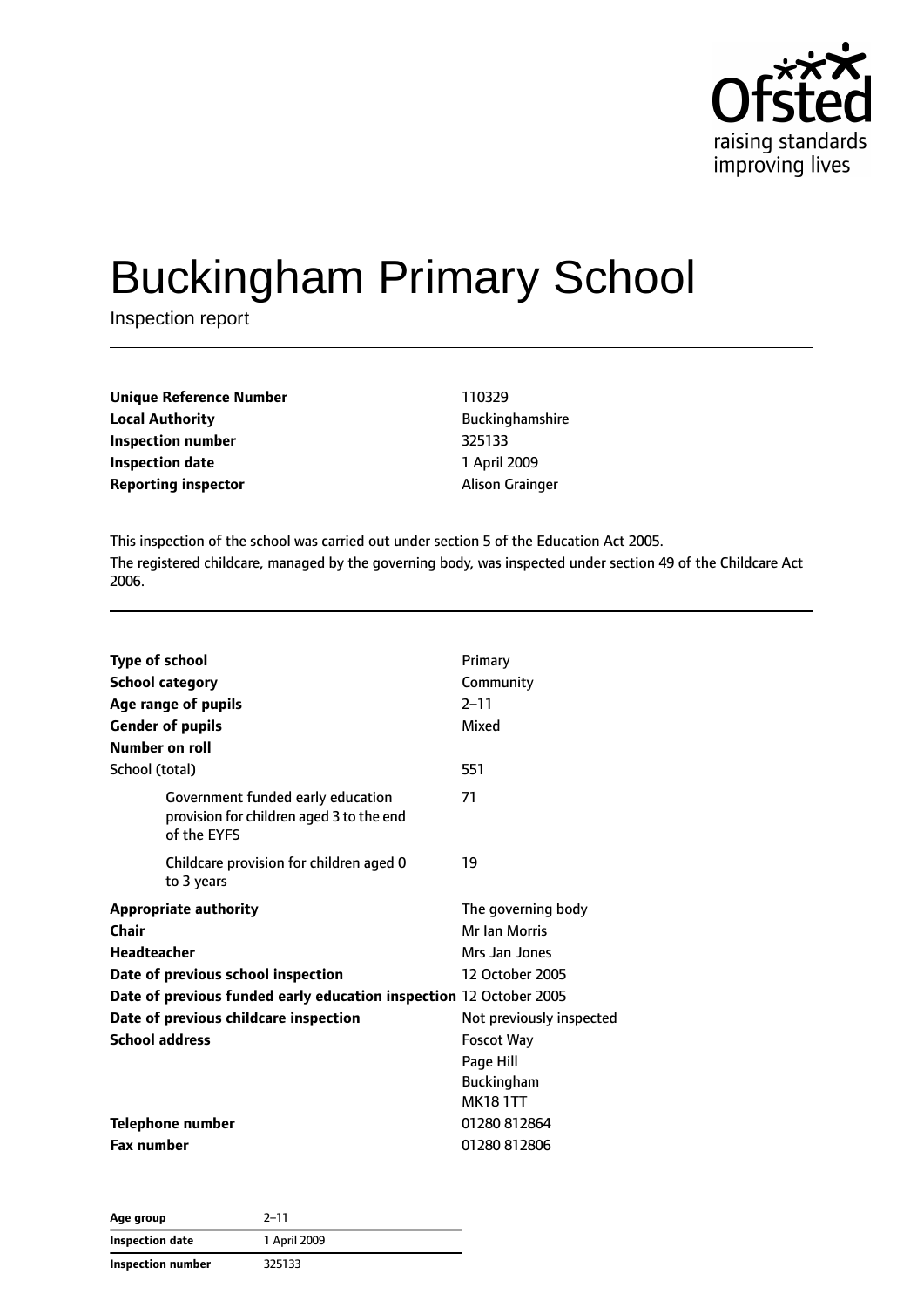# Buckingham Primary School

Inspection report

| | |
|---|---|
| **Unique Reference Number** | 110329 |
| **Local Authority** | Buckinghamshire |
| **Inspection number** | 325133 |
| **Inspection date** | 1 April 2009 |
| **Reporting inspector** | Alison Grainger |

This inspection of the school was carried out under section 5 of the Education Act 2005.

The registered childcare, managed by the governing body, was inspected under section 49 of the Childcare Act 2006.

| | |
|---|---|
| **Type of school** | Primary |
| **School category** | Community |
| **Age range of pupils** | 2–11 |
| **Gender of pupils** | Mixed |
| **Number on roll** | |
| School (total) | 551 |
| Government funded early education provision for children aged 3 to the end of the EYFS | 71 |
| Childcare provision for children aged 0 to 3 years | 19 |
| **Appropriate authority** | The governing body |
| **Chair** | Mr Ian Morris |
| **Headteacher** | Mrs Jan Jones |
| **Date of previous school inspection** | 12 October 2005 |
| **Date of previous funded early education inspection** | 12 October 2005 |
| **Date of previous childcare inspection** | Not previously inspected |
| **School address** | Foscot Way<br>Page Hill<br>Buckingham<br>MK18 1TT |
| **Telephone number** | 01280 812864 |
| **Fax number** | 01280 812806 |

| | |
|---|---|
| **Age group** | 2–11 |
| **Inspection date** | 1 April 2009 |
| **Inspection number** | 325133 |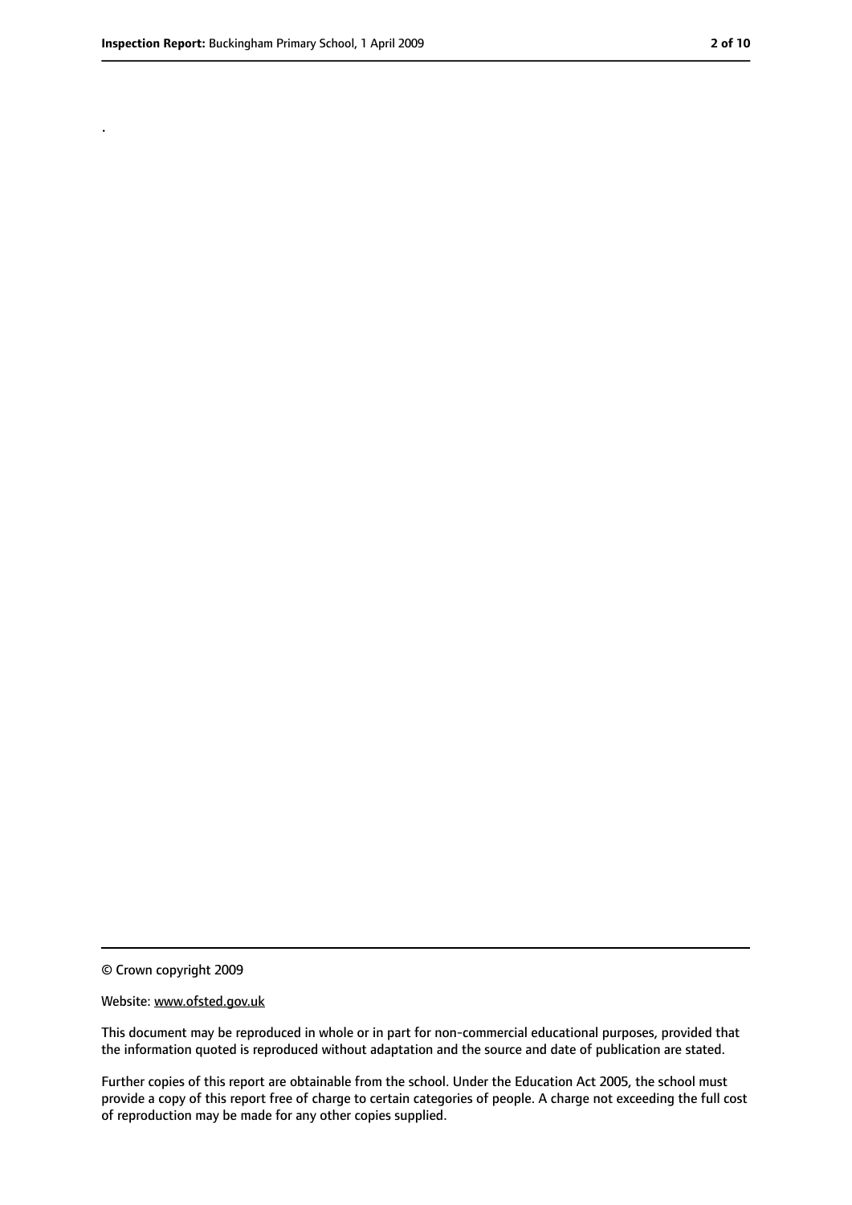.

© Crown copyright 2009

Website: www.ofsted.gov.uk

This document may be reproduced in whole or in part for non-commercial educational purposes, provided that the information quoted is reproduced without adaptation and the source and date of publication are stated.

Further copies of this report are obtainable from the school. Under the Education Act 2005, the school must provide a copy of this report free of charge to certain categories of people. A charge not exceeding the full cost of reproduction may be made for any other copies supplied.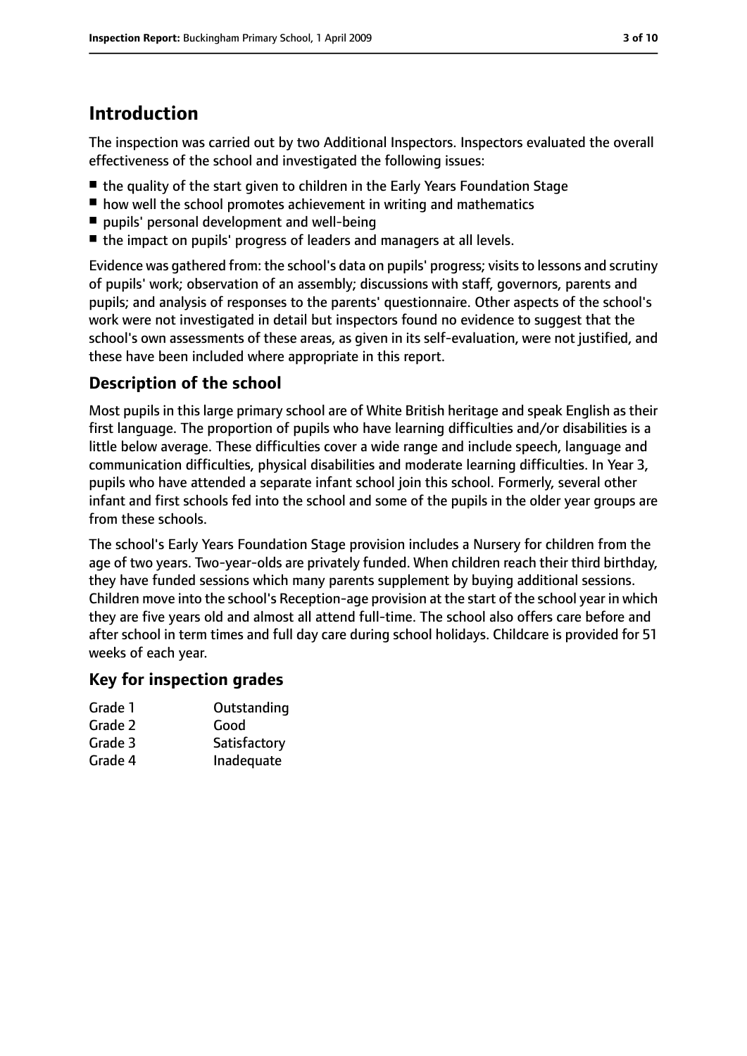## Introduction

The inspection was carried out by two Additional Inspectors. Inspectors evaluated the overall effectiveness of the school and investigated the following issues:

- the quality of the start given to children in the Early Years Foundation Stage
- how well the school promotes achievement in writing and mathematics
- pupils' personal development and well-being
- the impact on pupils' progress of leaders and managers at all levels.

Evidence was gathered from: the school's data on pupils' progress; visits to lessons and scrutiny of pupils' work; observation of an assembly; discussions with staff, governors, parents and pupils; and analysis of responses to the parents' questionnaire. Other aspects of the school's work were not investigated in detail but inspectors found no evidence to suggest that the school's own assessments of these areas, as given in its self-evaluation, were not justified, and these have been included where appropriate in this report.

### Description of the school

Most pupils in this large primary school are of White British heritage and speak English as their first language. The proportion of pupils who have learning difficulties and/or disabilities is a little below average. These difficulties cover a wide range and include speech, language and communication difficulties, physical disabilities and moderate learning difficulties. In Year 3, pupils who have attended a separate infant school join this school. Formerly, several other infant and first schools fed into the school and some of the pupils in the older year groups are from these schools.

The school's Early Years Foundation Stage provision includes a Nursery for children from the age of two years. Two-year-olds are privately funded. When children reach their third birthday, they have funded sessions which many parents supplement by buying additional sessions. Children move into the school's Reception-age provision at the start of the school year in which they are five years old and almost all attend full-time. The school also offers care before and after school in term times and full day care during school holidays. Childcare is provided for 51 weeks of each year.

### Key for inspection grades

| | |
|---|---|
| Grade 1 | Outstanding |
| Grade 2 | Good |
| Grade 3 | Satisfactory |
| Grade 4 | Inadequate |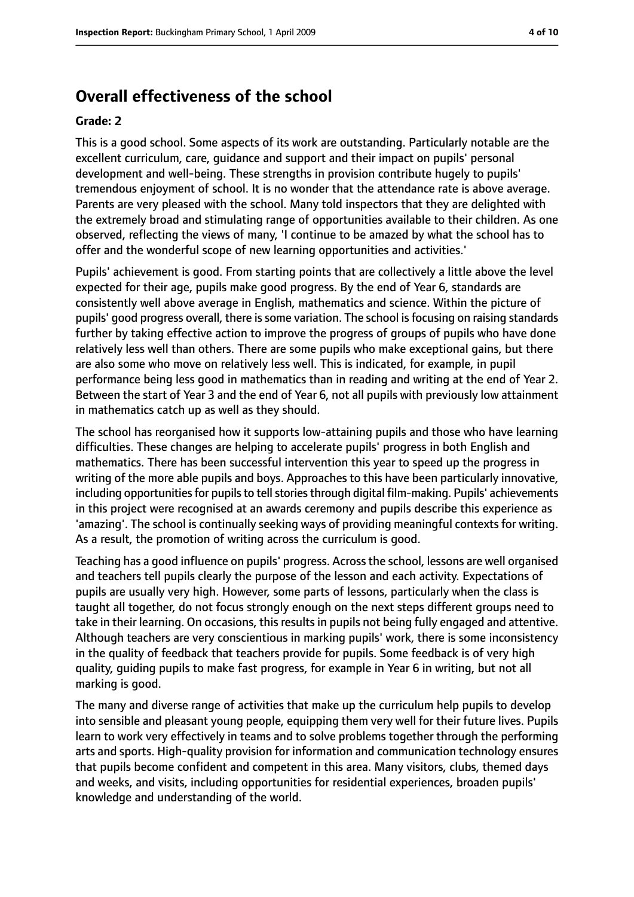## Overall effectiveness of the school

**Grade: 2**

This is a good school. Some aspects of its work are outstanding. Particularly notable are the excellent curriculum, care, guidance and support and their impact on pupils' personal development and well-being. These strengths in provision contribute hugely to pupils' tremendous enjoyment of school. It is no wonder that the attendance rate is above average. Parents are very pleased with the school. Many told inspectors that they are delighted with the extremely broad and stimulating range of opportunities available to their children. As one observed, reflecting the views of many, 'I continue to be amazed by what the school has to offer and the wonderful scope of new learning opportunities and activities.'

Pupils' achievement is good. From starting points that are collectively a little above the level expected for their age, pupils make good progress. By the end of Year 6, standards are consistently well above average in English, mathematics and science. Within the picture of pupils' good progress overall, there is some variation. The school is focusing on raising standards further by taking effective action to improve the progress of groups of pupils who have done relatively less well than others. There are some pupils who make exceptional gains, but there are also some who move on relatively less well. This is indicated, for example, in pupil performance being less good in mathematics than in reading and writing at the end of Year 2. Between the start of Year 3 and the end of Year 6, not all pupils with previously low attainment in mathematics catch up as well as they should.

The school has reorganised how it supports low-attaining pupils and those who have learning difficulties. These changes are helping to accelerate pupils' progress in both English and mathematics. There has been successful intervention this year to speed up the progress in writing of the more able pupils and boys. Approaches to this have been particularly innovative, including opportunities for pupils to tell stories through digital film-making. Pupils' achievements in this project were recognised at an awards ceremony and pupils describe this experience as 'amazing'. The school is continually seeking ways of providing meaningful contexts for writing. As a result, the promotion of writing across the curriculum is good.

Teaching has a good influence on pupils' progress. Across the school, lessons are well organised and teachers tell pupils clearly the purpose of the lesson and each activity. Expectations of pupils are usually very high. However, some parts of lessons, particularly when the class is taught all together, do not focus strongly enough on the next steps different groups need to take in their learning. On occasions, this results in pupils not being fully engaged and attentive. Although teachers are very conscientious in marking pupils' work, there is some inconsistency in the quality of feedback that teachers provide for pupils. Some feedback is of very high quality, guiding pupils to make fast progress, for example in Year 6 in writing, but not all marking is good.

The many and diverse range of activities that make up the curriculum help pupils to develop into sensible and pleasant young people, equipping them very well for their future lives. Pupils learn to work very effectively in teams and to solve problems together through the performing arts and sports. High-quality provision for information and communication technology ensures that pupils become confident and competent in this area. Many visitors, clubs, themed days and weeks, and visits, including opportunities for residential experiences, broaden pupils' knowledge and understanding of the world.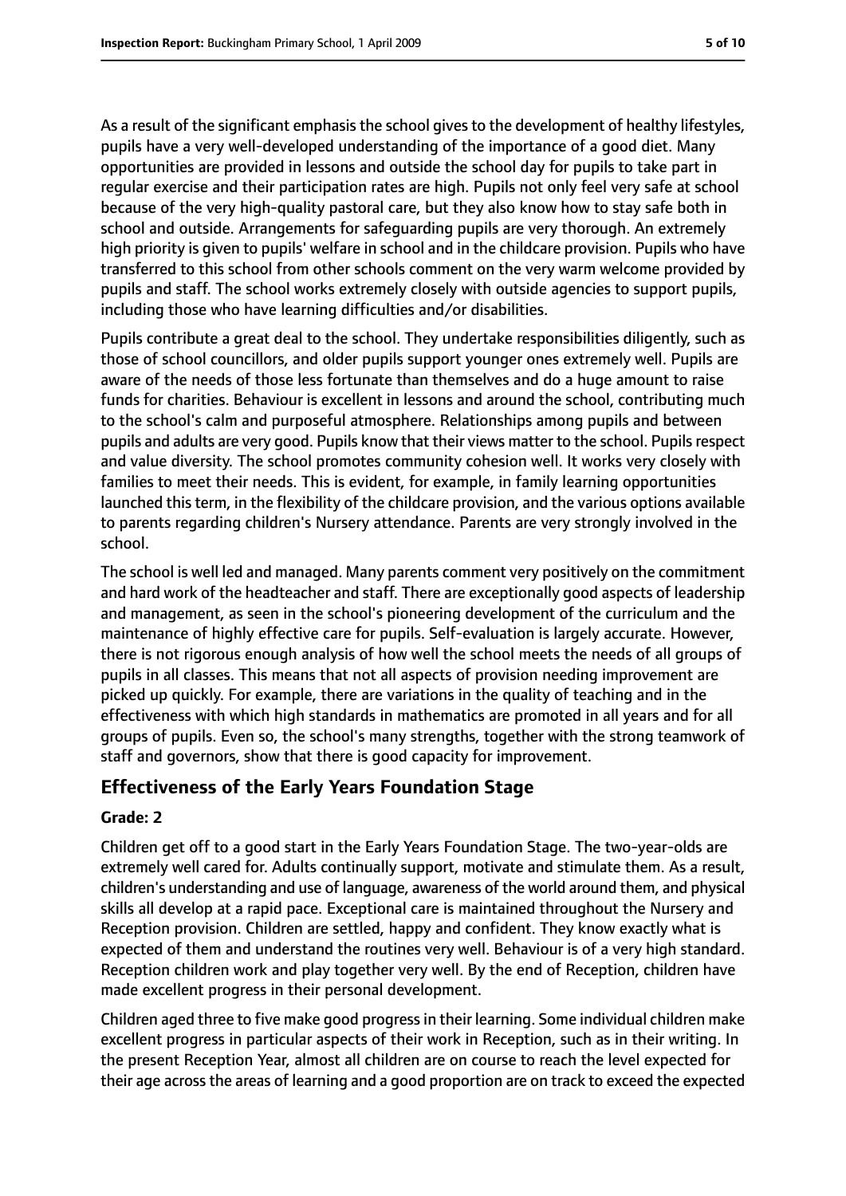As a result of the significant emphasis the school gives to the development of healthy lifestyles, pupils have a very well-developed understanding of the importance of a good diet. Many opportunities are provided in lessons and outside the school day for pupils to take part in regular exercise and their participation rates are high. Pupils not only feel very safe at school because of the very high-quality pastoral care, but they also know how to stay safe both in school and outside. Arrangements for safeguarding pupils are very thorough. An extremely high priority is given to pupils' welfare in school and in the childcare provision. Pupils who have transferred to this school from other schools comment on the very warm welcome provided by pupils and staff. The school works extremely closely with outside agencies to support pupils, including those who have learning difficulties and/or disabilities.

Pupils contribute a great deal to the school. They undertake responsibilities diligently, such as those of school councillors, and older pupils support younger ones extremely well. Pupils are aware of the needs of those less fortunate than themselves and do a huge amount to raise funds for charities. Behaviour is excellent in lessons and around the school, contributing much to the school's calm and purposeful atmosphere. Relationships among pupils and between pupils and adults are very good. Pupils know that their views matter to the school. Pupils respect and value diversity. The school promotes community cohesion well. It works very closely with families to meet their needs. This is evident, for example, in family learning opportunities launched this term, in the flexibility of the childcare provision, and the various options available to parents regarding children's Nursery attendance. Parents are very strongly involved in the school.

The school is well led and managed. Many parents comment very positively on the commitment and hard work of the headteacher and staff. There are exceptionally good aspects of leadership and management, as seen in the school's pioneering development of the curriculum and the maintenance of highly effective care for pupils. Self-evaluation is largely accurate. However, there is not rigorous enough analysis of how well the school meets the needs of all groups of pupils in all classes. This means that not all aspects of provision needing improvement are picked up quickly. For example, there are variations in the quality of teaching and in the effectiveness with which high standards in mathematics are promoted in all years and for all groups of pupils. Even so, the school's many strengths, together with the strong teamwork of staff and governors, show that there is good capacity for improvement.

## Effectiveness of the Early Years Foundation Stage

**Grade: 2**

Children get off to a good start in the Early Years Foundation Stage. The two-year-olds are extremely well cared for. Adults continually support, motivate and stimulate them. As a result, children's understanding and use of language, awareness of the world around them, and physical skills all develop at a rapid pace. Exceptional care is maintained throughout the Nursery and Reception provision. Children are settled, happy and confident. They know exactly what is expected of them and understand the routines very well. Behaviour is of a very high standard. Reception children work and play together very well. By the end of Reception, children have made excellent progress in their personal development.

Children aged three to five make good progress in their learning. Some individual children make excellent progress in particular aspects of their work in Reception, such as in their writing. In the present Reception Year, almost all children are on course to reach the level expected for their age across the areas of learning and a good proportion are on track to exceed the expected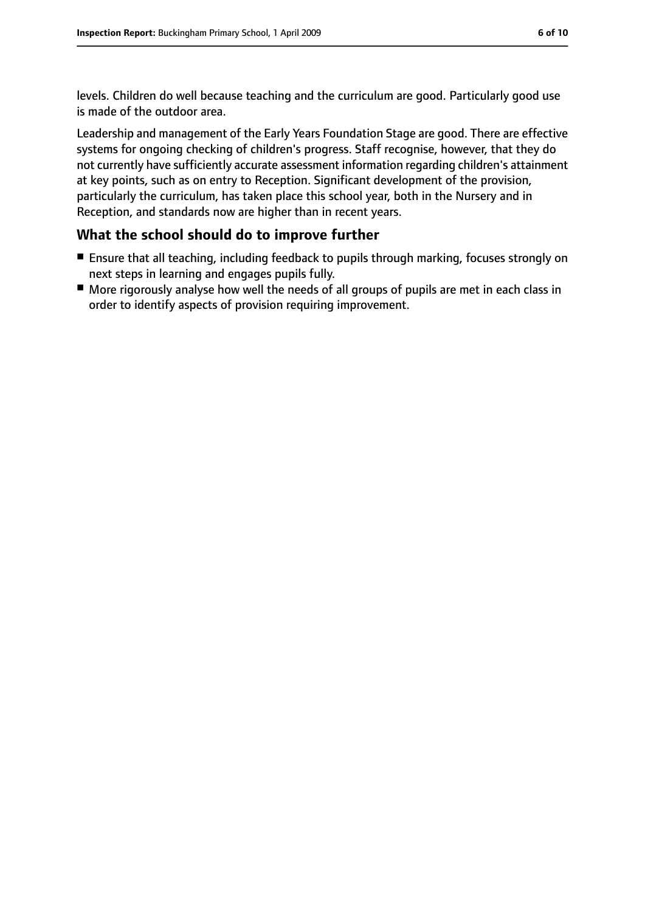levels. Children do well because teaching and the curriculum are good. Particularly good use is made of the outdoor area.

Leadership and management of the Early Years Foundation Stage are good. There are effective systems for ongoing checking of children's progress. Staff recognise, however, that they do not currently have sufficiently accurate assessment information regarding children's attainment at key points, such as on entry to Reception. Significant development of the provision, particularly the curriculum, has taken place this school year, both in the Nursery and in Reception, and standards now are higher than in recent years.

## What the school should do to improve further

- Ensure that all teaching, including feedback to pupils through marking, focuses strongly on next steps in learning and engages pupils fully.
- More rigorously analyse how well the needs of all groups of pupils are met in each class in order to identify aspects of provision requiring improvement.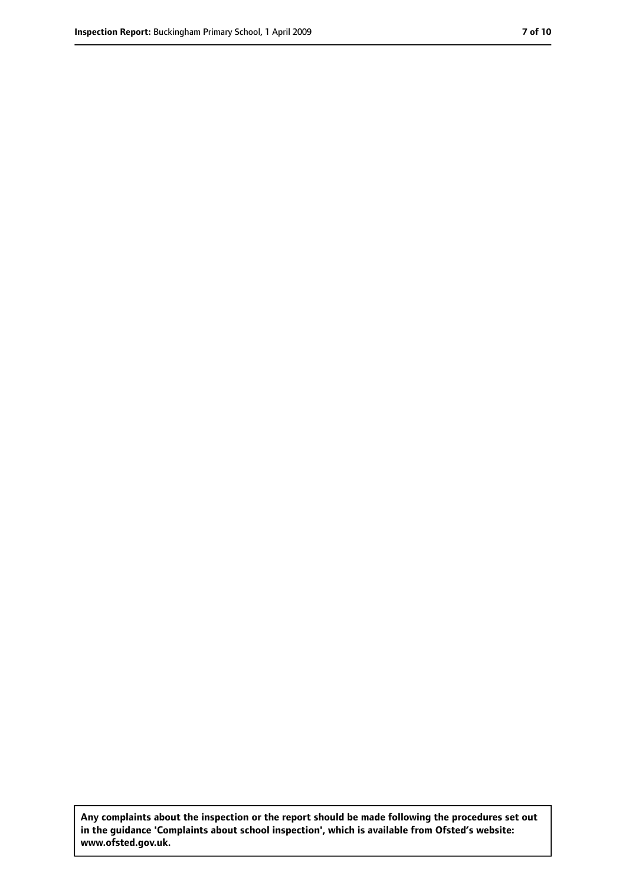**Any complaints about the inspection or the report should be made following the procedures set out in the guidance 'Complaints about school inspection', which is available from Ofsted's website: www.ofsted.gov.uk.**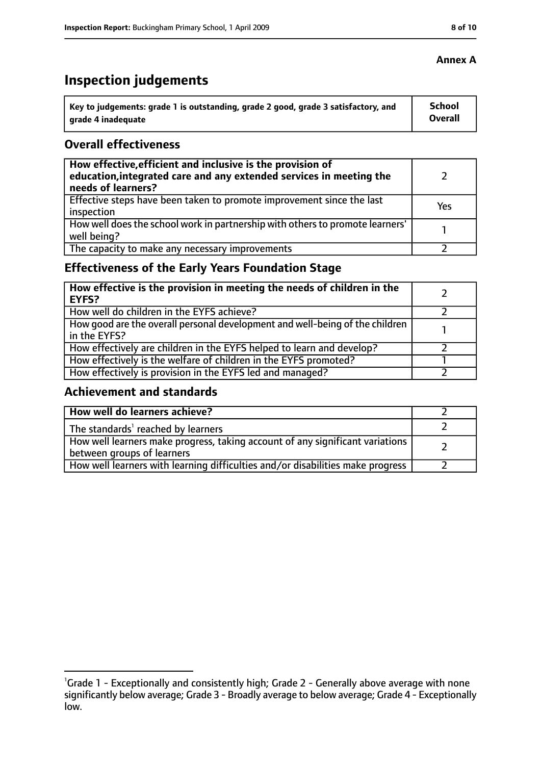**Annex A**

# Inspection judgements

| Key to judgements: grade 1 is outstanding, grade 2 good, grade 3 satisfactory, and grade 4 inadequate | School Overall |
|---|---|

## Overall effectiveness

| | |
|---|---|
| **How effective, efficient and inclusive is the provision of education, integrated care and any extended services in meeting the needs of learners?** | 2 |
| Effective steps have been taken to promote improvement since the last inspection | Yes |
| How well does the school work in partnership with others to promote learners' well being? | 1 |
| The capacity to make any necessary improvements | 2 |

## Effectiveness of the Early Years Foundation Stage

| | |
|---|---|
| **How effective is the provision in meeting the needs of children in the EYFS?** | 2 |
| How well do children in the EYFS achieve? | 2 |
| How good are the overall personal development and well-being of the children in the EYFS? | 1 |
| How effectively are children in the EYFS helped to learn and develop? | 2 |
| How effectively is the welfare of children in the EYFS promoted? | 1 |
| How effectively is provision in the EYFS led and managed? | 2 |

## Achievement and standards

| | |
|---|---|
| **How well do learners achieve?** | 2 |
| The standards[1] reached by learners | 2 |
| How well learners make progress, taking account of any significant variations between groups of learners | 2 |
| How well learners with learning difficulties and/or disabilities make progress | 2 |

[1] Grade 1 - Exceptionally and consistently high; Grade 2 - Generally above average with none significantly below average; Grade 3 - Broadly average to below average; Grade 4 - Exceptionally low.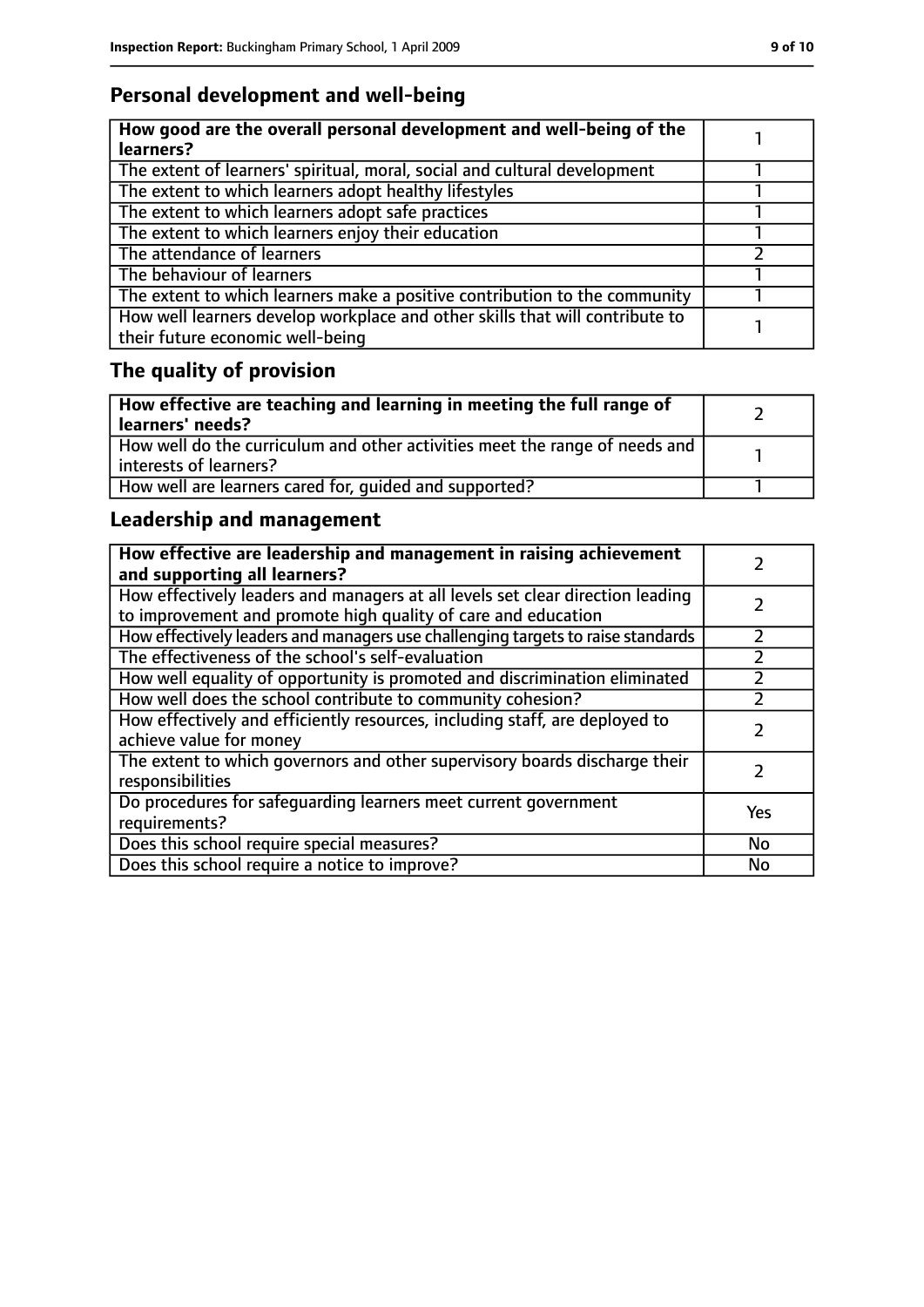## Personal development and well-being

| How good are the overall personal development and well-being of the learners? | 1 |
|---|---|
| The extent of learners' spiritual, moral, social and cultural development | 1 |
| The extent to which learners adopt healthy lifestyles | 1 |
| The extent to which learners adopt safe practices | 1 |
| The extent to which learners enjoy their education | 1 |
| The attendance of learners | 2 |
| The behaviour of learners | 1 |
| The extent to which learners make a positive contribution to the community | 1 |
| How well learners develop workplace and other skills that will contribute to their future economic well-being | 1 |

## The quality of provision

| How effective are teaching and learning in meeting the full range of learners' needs? | 2 |
|---|---|
| How well do the curriculum and other activities meet the range of needs and interests of learners? | 1 |
| How well are learners cared for, guided and supported? | 1 |

## Leadership and management

| How effective are leadership and management in raising achievement and supporting all learners? | 2 |
|---|---|
| How effectively leaders and managers at all levels set clear direction leading to improvement and promote high quality of care and education | 2 |
| How effectively leaders and managers use challenging targets to raise standards | 2 |
| The effectiveness of the school's self-evaluation | 2 |
| How well equality of opportunity is promoted and discrimination eliminated | 2 |
| How well does the school contribute to community cohesion? | 2 |
| How effectively and efficiently resources, including staff, are deployed to achieve value for money | 2 |
| The extent to which governors and other supervisory boards discharge their responsibilities | 2 |
| Do procedures for safeguarding learners meet current government requirements? | Yes |
| Does this school require special measures? | No |
| Does this school require a notice to improve? | No |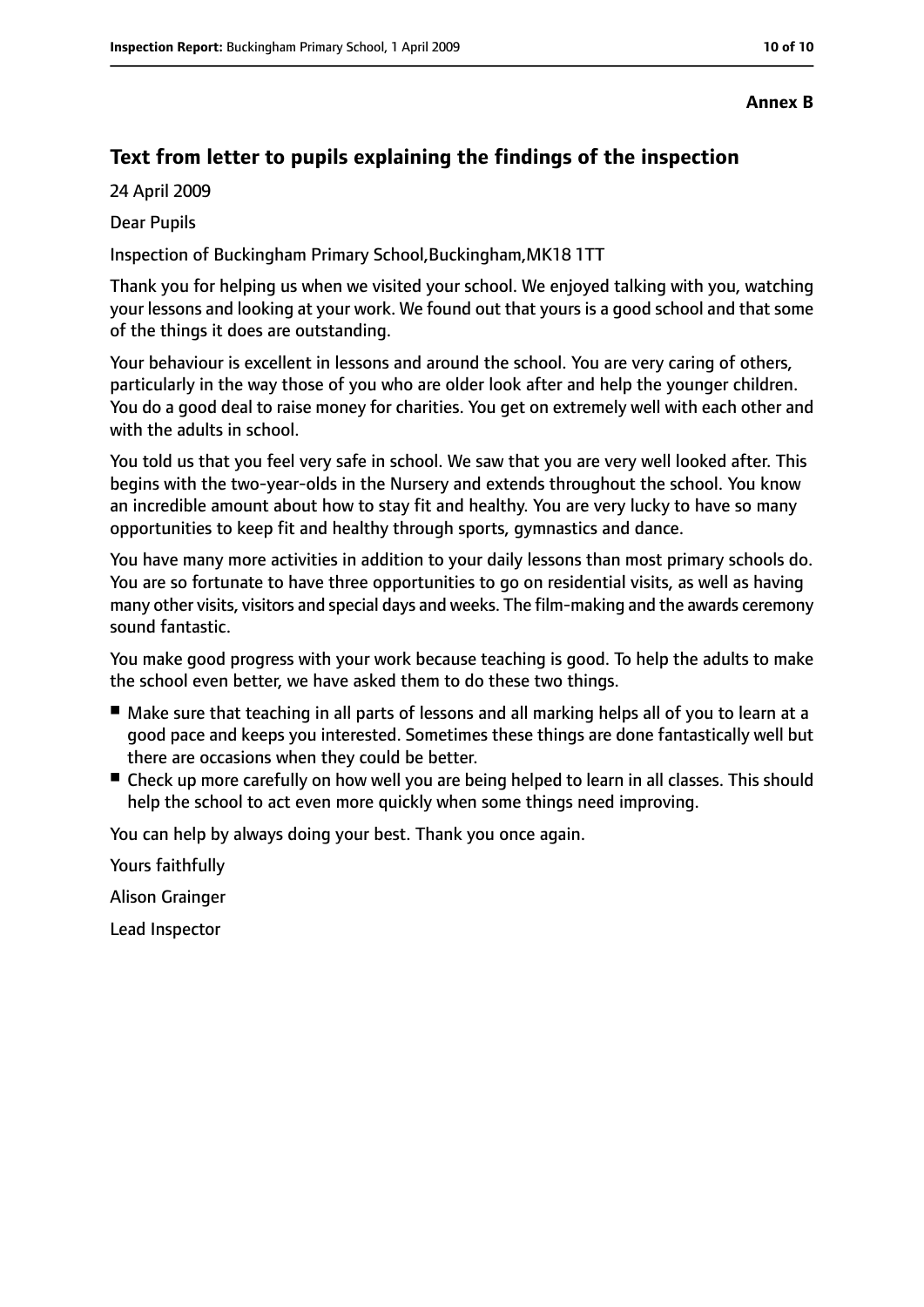**Annex B**

## Text from letter to pupils explaining the findings of the inspection

24 April 2009

Dear Pupils

Inspection of Buckingham Primary School,Buckingham,MK18 1TT

Thank you for helping us when we visited your school. We enjoyed talking with you, watching your lessons and looking at your work. We found out that yours is a good school and that some of the things it does are outstanding.

Your behaviour is excellent in lessons and around the school. You are very caring of others, particularly in the way those of you who are older look after and help the younger children. You do a good deal to raise money for charities. You get on extremely well with each other and with the adults in school.

You told us that you feel very safe in school. We saw that you are very well looked after. This begins with the two-year-olds in the Nursery and extends throughout the school. You know an incredible amount about how to stay fit and healthy. You are very lucky to have so many opportunities to keep fit and healthy through sports, gymnastics and dance.

You have many more activities in addition to your daily lessons than most primary schools do. You are so fortunate to have three opportunities to go on residential visits, as well as having many other visits, visitors and special days and weeks. The film-making and the awards ceremony sound fantastic.

You make good progress with your work because teaching is good. To help the adults to make the school even better, we have asked them to do these two things.

- Make sure that teaching in all parts of lessons and all marking helps all of you to learn at a good pace and keeps you interested. Sometimes these things are done fantastically well but there are occasions when they could be better.
- Check up more carefully on how well you are being helped to learn in all classes. This should help the school to act even more quickly when some things need improving.

You can help by always doing your best. Thank you once again.

Yours faithfully

Alison Grainger

Lead Inspector